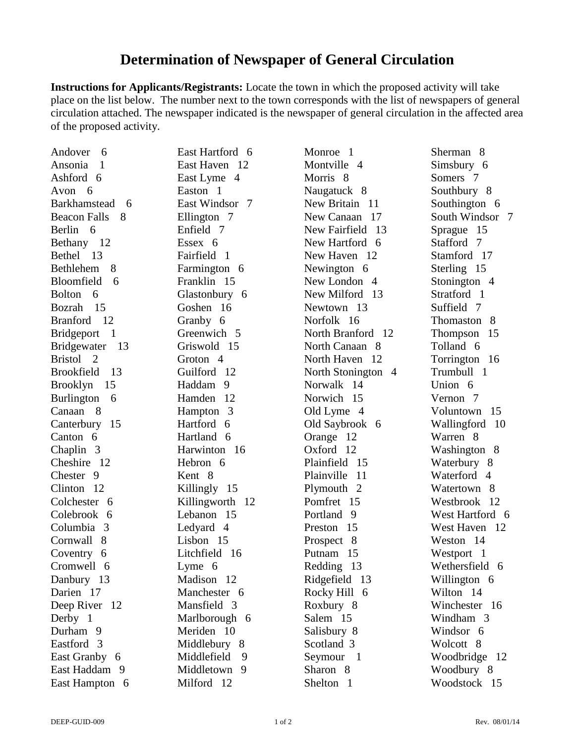# Determination of Newspaper of General Circulation

**Instructions for Applicants/Registrants:** Locate the town in which the proposed activity will take place on the list below. The number next to the town corresponds with the list of newspapers of general circulation attached. The newspaper indicated is the newspaper of general circulation in the affected area of the proposed activity.

Andover 6
Ansonia 1
Ashford 6
Avon 6
Barkhamstead 6
Beacon Falls 8
Berlin 6
Bethany 12
Bethel 13
Bethlehem 8
Bloomfield 6
Bolton 6
Bozrah 15
Branford 12
Bridgeport 1
Bridgewater 13
Bristol 2
Brookfield 13
Brooklyn 15
Burlington 6
Canaan 8
Canterbury 15
Canton 6
Chaplin 3
Cheshire 12
Chester 9
Clinton 12
Colchester 6
Colebrook 6
Columbia 3
Cornwall 8
Coventry 6
Cromwell 6
Danbury 13
Darien 17
Deep River 12
Derby 1
Durham 9
Eastford 3
East Granby 6
East Haddam 9
East Hampton 6
East Hartford 6
East Haven 12
East Lyme 4
Easton 1
East Windsor 7
Ellington 7
Enfield 7
Essex 6
Fairfield 1
Farmington 6
Franklin 15
Glastonbury 6
Goshen 16
Granby 6
Greenwich 5
Griswold 15
Groton 4
Guilford 12
Haddam 9
Hamden 12
Hampton 3
Hartford 6
Hartland 6
Harwinton 16
Hebron 6
Kent 8
Killingly 15
Killingworth 12
Lebanon 15
Ledyard 4
Lisbon 15
Litchfield 16
Lyme 6
Madison 12
Manchester 6
Mansfield 3
Marlborough 6
Meriden 10
Middlebury 8
Middlefield 9
Middletown 9
Milford 12
Monroe 1
Montville 4
Morris 8
Naugatuck 8
New Britain 11
New Canaan 17
New Fairfield 13
New Hartford 6
New Haven 12
Newington 6
New London 4
New Milford 13
Newtown 13
Norfolk 16
North Branford 12
North Canaan 8
North Haven 12
North Stonington 4
Norwalk 14
Norwich 15
Old Lyme 4
Old Saybrook 6
Orange 12
Oxford 12
Plainfield 15
Plainville 11
Plymouth 2
Pomfret 15
Portland 9
Preston 15
Prospect 8
Putnam 15
Redding 13
Ridgefield 13
Rocky Hill 6
Roxbury 8
Salem 15
Salisbury 8
Scotland 3
Seymour 1
Sharon 8
Shelton 1
Sherman 8
Simsbury 6
Somers 7
Southbury 8
Southington 6
South Windsor 7
Sprague 15
Stafford 7
Stamford 17
Sterling 15
Stonington 4
Stratford 1
Suffield 7
Thomaston 8
Thompson 15
Tolland 6
Torrington 16
Trumbull 1
Union 6
Vernon 7
Voluntown 15
Wallingford 10
Warren 8
Washington 8
Waterbury 8
Waterford 4
Watertown 8
Westbrook 12
West Hartford 6
West Haven 12
Weston 14
Westport 1
Wethersfield 6
Willington 6
Wilton 14
Winchester 16
Windham 3
Windsor 6
Wolcott 8
Woodbridge 12
Woodbury 8
Woodstock 15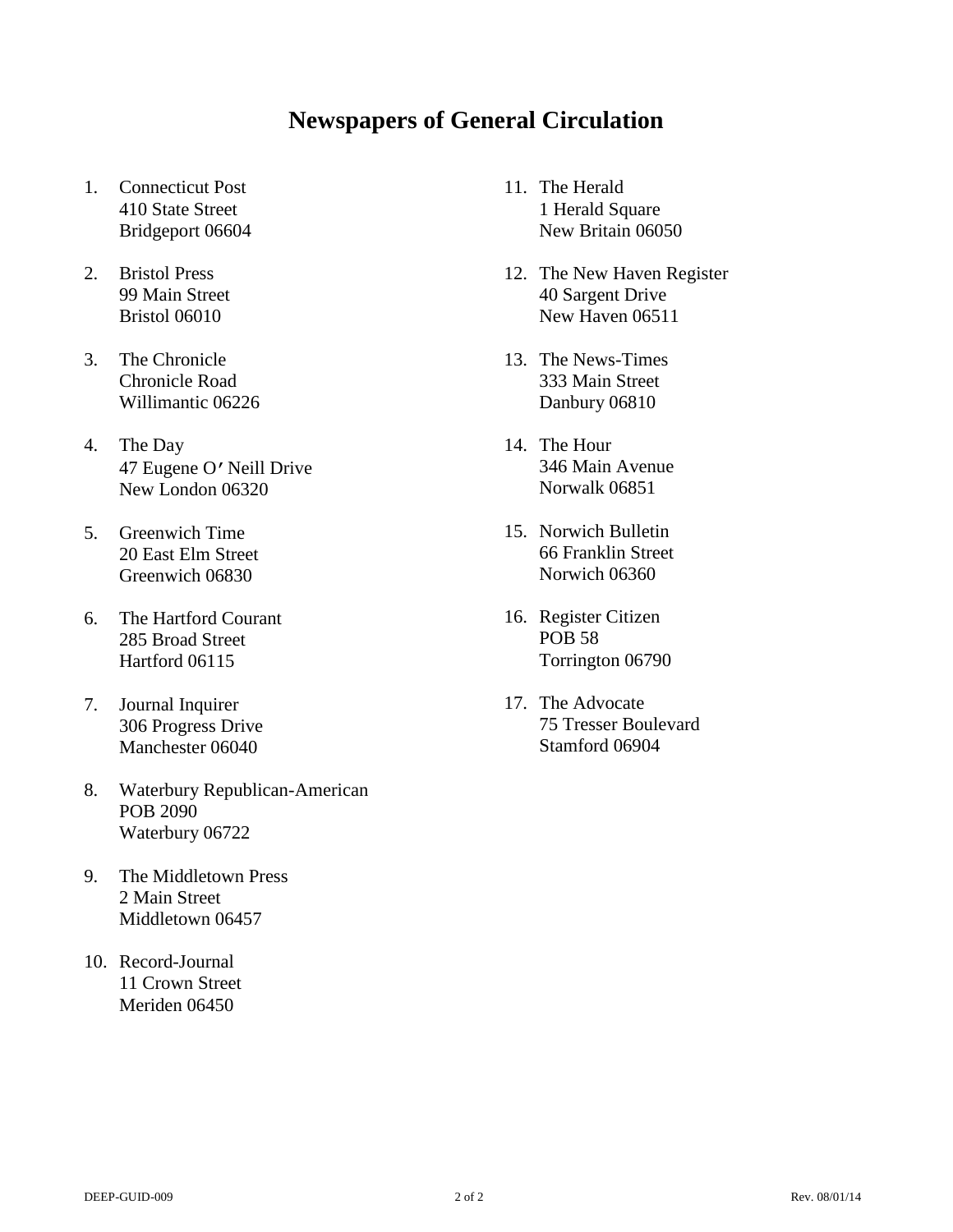# Newspapers of General Circulation

1. Connecticut Post
   410 State Street
   Bridgeport 06604

2. Bristol Press
   99 Main Street
   Bristol 06010

3. The Chronicle
   Chronicle Road
   Willimantic 06226

4. The Day
   47 Eugene O' Neill Drive
   New London 06320

5. Greenwich Time
   20 East Elm Street
   Greenwich 06830

6. The Hartford Courant
   285 Broad Street
   Hartford 06115

7. Journal Inquirer
   306 Progress Drive
   Manchester 06040

8. Waterbury Republican-American
   POB 2090
   Waterbury 06722

9. The Middletown Press
   2 Main Street
   Middletown 06457

10. Record-Journal
    11 Crown Street
    Meriden 06450

11. The Herald
    1 Herald Square
    New Britain 06050

12. The New Haven Register
    40 Sargent Drive
    New Haven 06511

13. The News-Times
    333 Main Street
    Danbury 06810

14. The Hour
    346 Main Avenue
    Norwalk 06851

15. Norwich Bulletin
    66 Franklin Street
    Norwich 06360

16. Register Citizen
    POB 58
    Torrington 06790

17. The Advocate
    75 Tresser Boulevard
    Stamford 06904